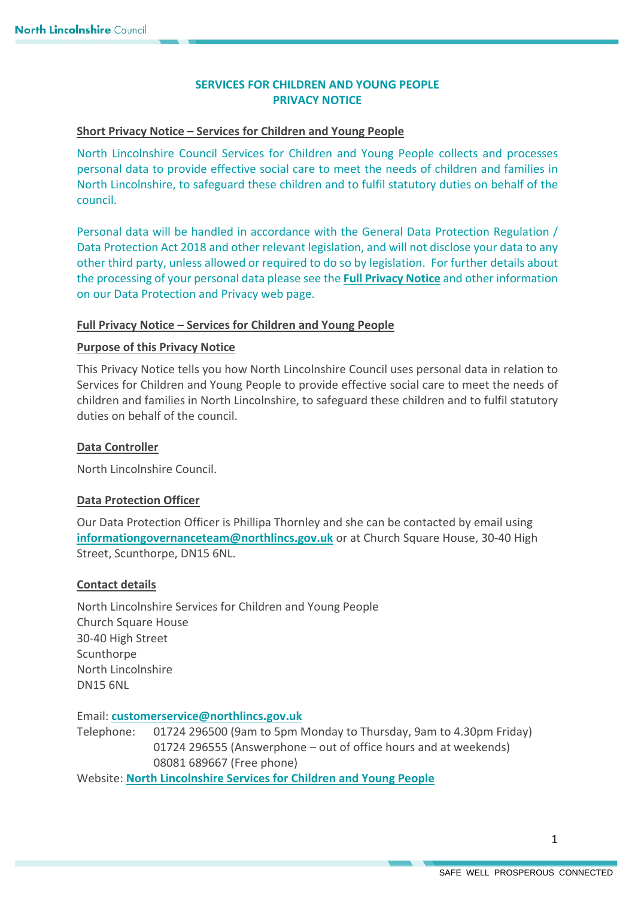# SERVICES FOR CHILDREN AND YOUNG PEOPLE PRIVACY NOTICE

## Short Privacy Notice – Services for Children and Young People

North Lincolnshire Council Services for Children and Young People collects and processes personal data to provide effective social care to meet the needs of children and families in North Lincolnshire, to safeguard these children and to fulfil statutory duties on behalf of the council.

Personal data will be handled in accordance with the General Data Protection Regulation / Data Protection Act 2018 and other relevant legislation, and will not disclose your data to any other third party, unless allowed or required to do so by legislation. For further details about the processing of your personal data please see the **Full Privacy Notice** and other information on our Data Protection and Privacy web page.

## Full Privacy Notice – Services for Children and Young People

### Purpose of this Privacy Notice

This Privacy Notice tells you how North Lincolnshire Council uses personal data in relation to Services for Children and Young People to provide effective social care to meet the needs of children and families in North Lincolnshire, to safeguard these children and to fulfil statutory duties on behalf of the council.

### Data Controller

North Lincolnshire Council.

### Data Protection Officer

Our Data Protection Officer is Phillipa Thornley and she can be contacted by email using **informationgovernanceteam@northlincs.gov.uk** or at Church Square House, 30-40 High Street, Scunthorpe, DN15 6NL.

### Contact details

North Lincolnshire Services for Children and Young People
Church Square House
30-40 High Street
Scunthorpe
North Lincolnshire
DN15 6NL

Email: **customerservice@northlincs.gov.uk**
Telephone: 01724 296500 (9am to 5pm Monday to Thursday, 9am to 4.30pm Friday)
01724 296555 (Answerphone – out of office hours and at weekends)
08081 689667 (Free phone)
Website: **North Lincolnshire Services for Children and Young People**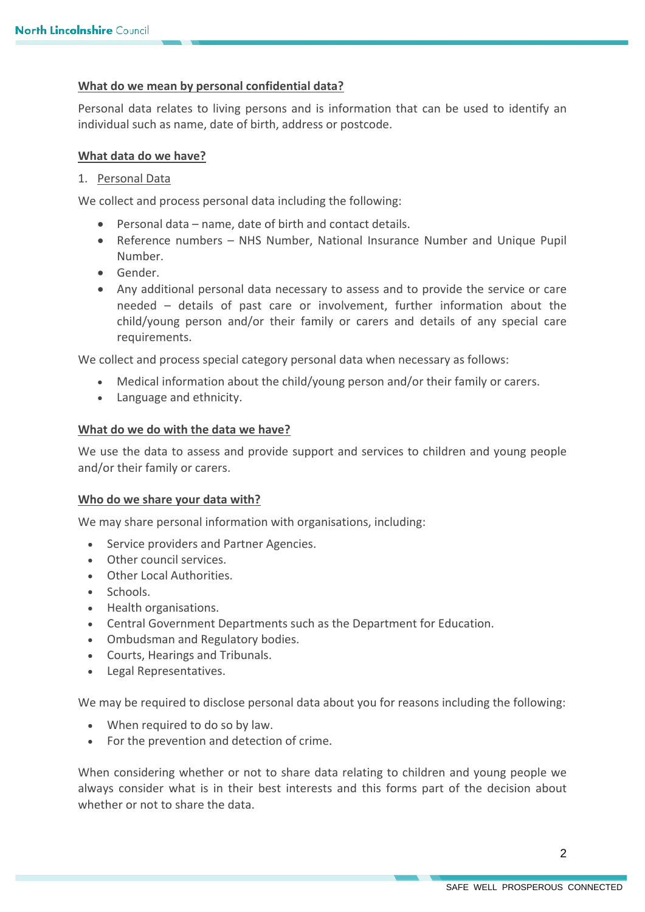## What do we mean by personal confidential data?

Personal data relates to living persons and is information that can be used to identify an individual such as name, date of birth, address or postcode.

## What data do we have?

1. Personal Data

We collect and process personal data including the following:

- Personal data – name, date of birth and contact details.
- Reference numbers – NHS Number, National Insurance Number and Unique Pupil Number.
- Gender.
- Any additional personal data necessary to assess and to provide the service or care needed – details of past care or involvement, further information about the child/young person and/or their family or carers and details of any special care requirements.

We collect and process special category personal data when necessary as follows:

- Medical information about the child/young person and/or their family or carers.
- Language and ethnicity.

## What do we do with the data we have?

We use the data to assess and provide support and services to children and young people and/or their family or carers.

## Who do we share your data with?

We may share personal information with organisations, including:

- Service providers and Partner Agencies.
- Other council services.
- Other Local Authorities.
- Schools.
- Health organisations.
- Central Government Departments such as the Department for Education.
- Ombudsman and Regulatory bodies.
- Courts, Hearings and Tribunals.
- Legal Representatives.

We may be required to disclose personal data about you for reasons including the following:

- When required to do so by law.
- For the prevention and detection of crime.

When considering whether or not to share data relating to children and young people we always consider what is in their best interests and this forms part of the decision about whether or not to share the data.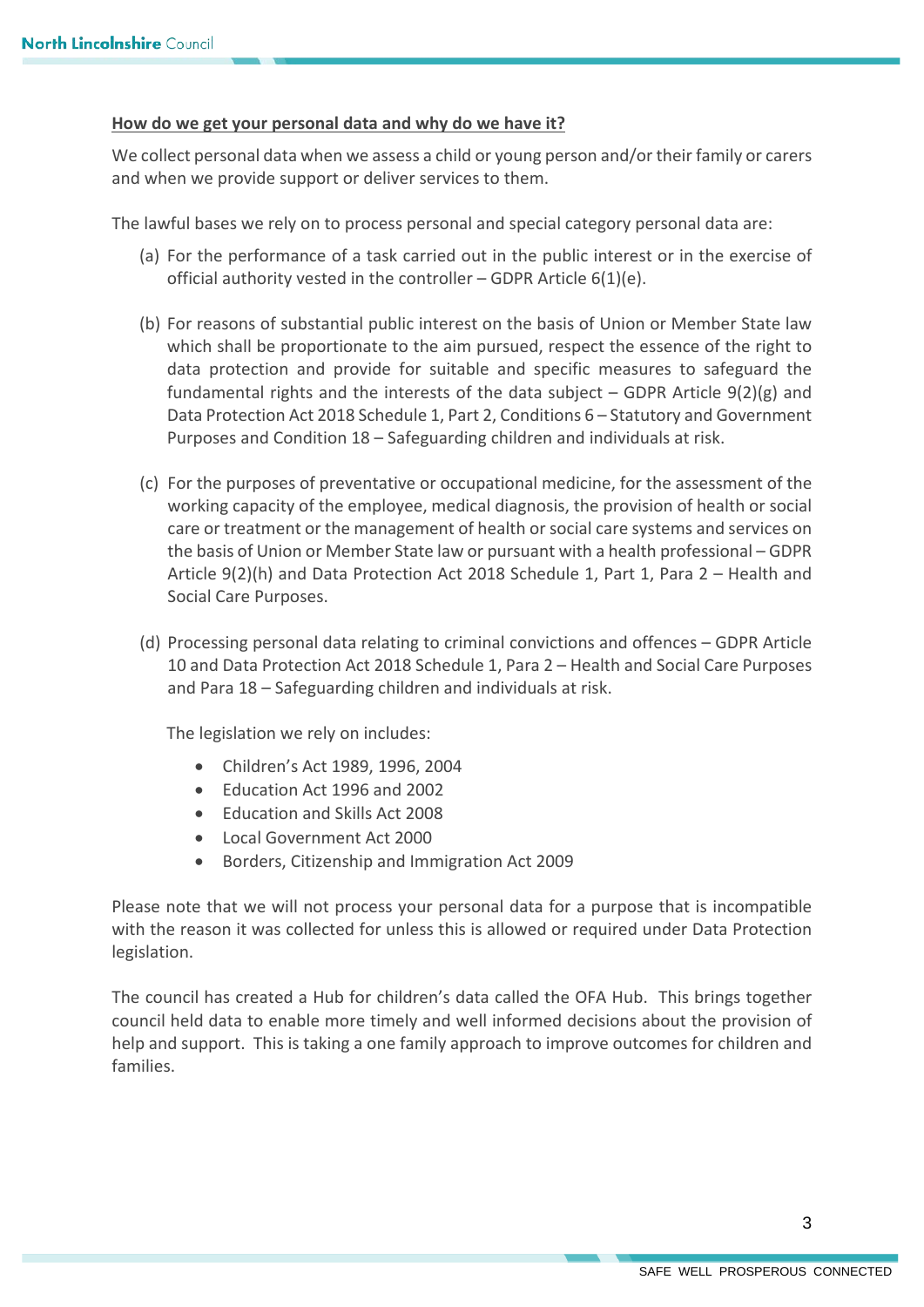**How do we get your personal data and why do we have it?**

We collect personal data when we assess a child or young person and/or their family or carers and when we provide support or deliver services to them.

The lawful bases we rely on to process personal and special category personal data are:

(a) For the performance of a task carried out in the public interest or in the exercise of official authority vested in the controller – GDPR Article 6(1)(e).

(b) For reasons of substantial public interest on the basis of Union or Member State law which shall be proportionate to the aim pursued, respect the essence of the right to data protection and provide for suitable and specific measures to safeguard the fundamental rights and the interests of the data subject – GDPR Article 9(2)(g) and Data Protection Act 2018 Schedule 1, Part 2, Conditions 6 – Statutory and Government Purposes and Condition 18 – Safeguarding children and individuals at risk.

(c) For the purposes of preventative or occupational medicine, for the assessment of the working capacity of the employee, medical diagnosis, the provision of health or social care or treatment or the management of health or social care systems and services on the basis of Union or Member State law or pursuant with a health professional – GDPR Article 9(2)(h) and Data Protection Act 2018 Schedule 1, Part 1, Para 2 – Health and Social Care Purposes.

(d) Processing personal data relating to criminal convictions and offences – GDPR Article 10 and Data Protection Act 2018 Schedule 1, Para 2 – Health and Social Care Purposes and Para 18 – Safeguarding children and individuals at risk.

The legislation we rely on includes:

- Children's Act 1989, 1996, 2004
- Education Act 1996 and 2002
- Education and Skills Act 2008
- Local Government Act 2000
- Borders, Citizenship and Immigration Act 2009

Please note that we will not process your personal data for a purpose that is incompatible with the reason it was collected for unless this is allowed or required under Data Protection legislation.

The council has created a Hub for children's data called the OFA Hub. This brings together council held data to enable more timely and well informed decisions about the provision of help and support. This is taking a one family approach to improve outcomes for children and families.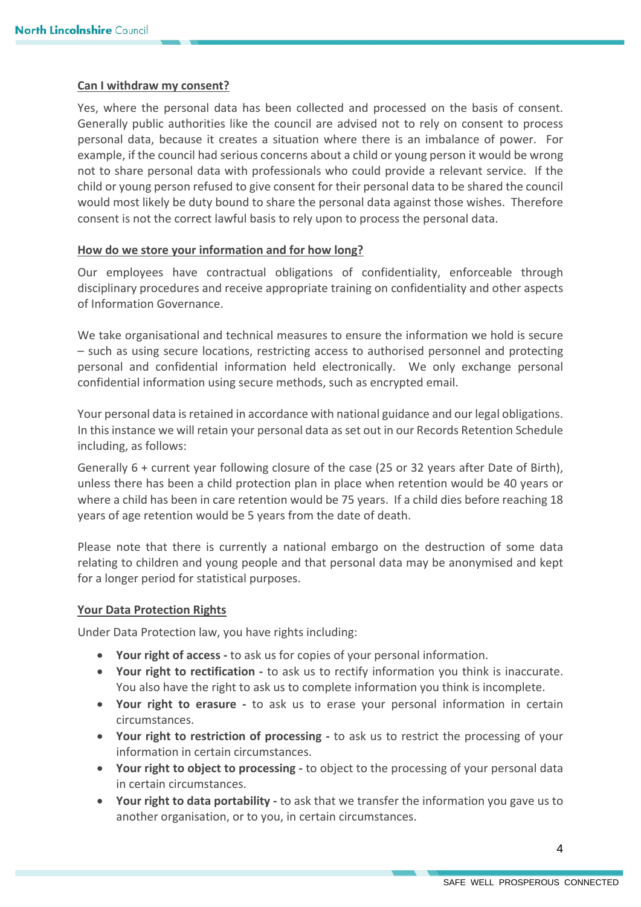## Can I withdraw my consent?

Yes, where the personal data has been collected and processed on the basis of consent. Generally public authorities like the council are advised not to rely on consent to process personal data, because it creates a situation where there is an imbalance of power. For example, if the council had serious concerns about a child or young person it would be wrong not to share personal data with professionals who could provide a relevant service. If the child or young person refused to give consent for their personal data to be shared the council would most likely be duty bound to share the personal data against those wishes. Therefore consent is not the correct lawful basis to rely upon to process the personal data.

## How do we store your information and for how long?

Our employees have contractual obligations of confidentiality, enforceable through disciplinary procedures and receive appropriate training on confidentiality and other aspects of Information Governance.

We take organisational and technical measures to ensure the information we hold is secure – such as using secure locations, restricting access to authorised personnel and protecting personal and confidential information held electronically. We only exchange personal confidential information using secure methods, such as encrypted email.

Your personal data is retained in accordance with national guidance and our legal obligations. In this instance we will retain your personal data as set out in our Records Retention Schedule including, as follows:

Generally 6 + current year following closure of the case (25 or 32 years after Date of Birth), unless there has been a child protection plan in place when retention would be 40 years or where a child has been in care retention would be 75 years. If a child dies before reaching 18 years of age retention would be 5 years from the date of death.

Please note that there is currently a national embargo on the destruction of some data relating to children and young people and that personal data may be anonymised and kept for a longer period for statistical purposes.

## Your Data Protection Rights

Under Data Protection law, you have rights including:

- **Your right of access -** to ask us for copies of your personal information.
- **Your right to rectification -** to ask us to rectify information you think is inaccurate. You also have the right to ask us to complete information you think is incomplete.
- **Your right to erasure -** to ask us to erase your personal information in certain circumstances.
- **Your right to restriction of processing -** to ask us to restrict the processing of your information in certain circumstances.
- **Your right to object to processing -** to object to the processing of your personal data in certain circumstances.
- **Your right to data portability -** to ask that we transfer the information you gave us to another organisation, or to you, in certain circumstances.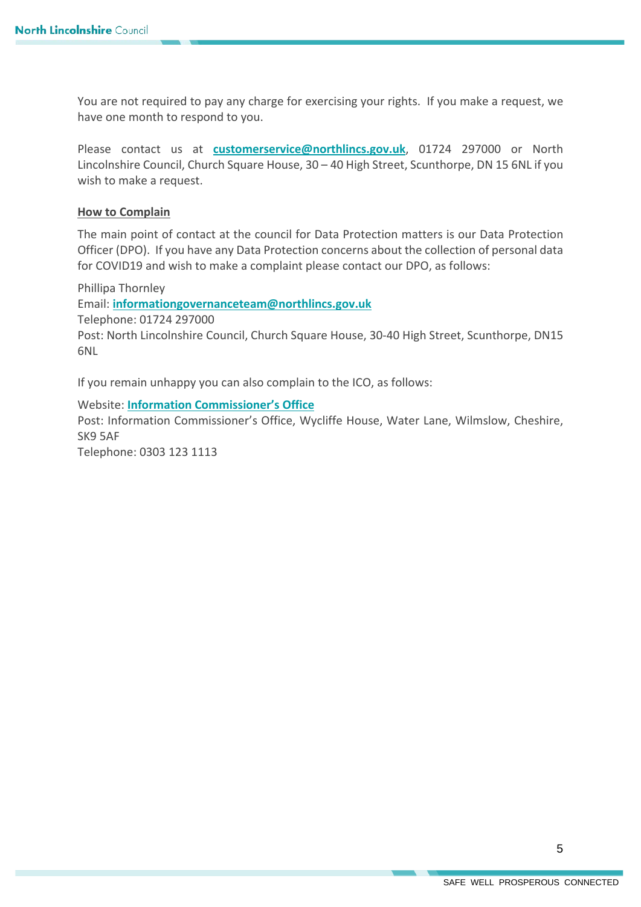You are not required to pay any charge for exercising your rights. If you make a request, we have one month to respond to you.

Please contact us at **customerservice@northlincs.gov.uk**, 01724 297000 or North Lincolnshire Council, Church Square House, 30 – 40 High Street, Scunthorpe, DN 15 6NL if you wish to make a request.

**How to Complain**

The main point of contact at the council for Data Protection matters is our Data Protection Officer (DPO). If you have any Data Protection concerns about the collection of personal data for COVID19 and wish to make a complaint please contact our DPO, as follows:

Phillipa Thornley
Email: **informationgovernanceteam@northlincs.gov.uk**
Telephone: 01724 297000
Post: North Lincolnshire Council, Church Square House, 30-40 High Street, Scunthorpe, DN15 6NL

If you remain unhappy you can also complain to the ICO, as follows:

Website: **Information Commissioner's Office**
Post: Information Commissioner's Office, Wycliffe House, Water Lane, Wilmslow, Cheshire, SK9 5AF
Telephone: 0303 123 1113